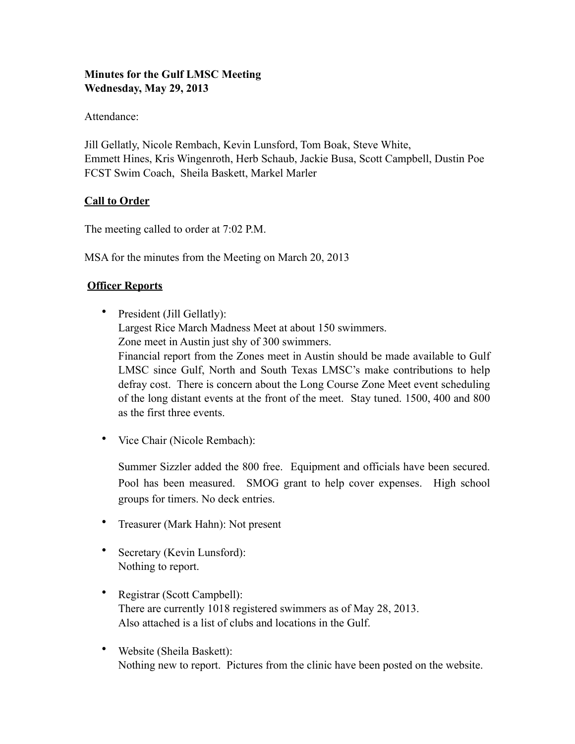**Minutes for the Gulf LMSC Meeting**
**Wednesday, May 29, 2013**

Attendance:

Jill Gellatly, Nicole Rembach, Kevin Lunsford, Tom Boak, Steve White, Emmett Hines, Kris Wingenroth, Herb Schaub, Jackie Busa, Scott Campbell, Dustin Poe FCST Swim Coach, Sheila Baskett, Markel Marler

**Call to Order**

The meeting called to order at 7:02 P.M.

MSA for the minutes from the Meeting on March 20, 2013

**Officer Reports**

- President (Jill Gellatly):
  Largest Rice March Madness Meet at about 150 swimmers.
  Zone meet in Austin just shy of 300 swimmers.
  Financial report from the Zones meet in Austin should be made available to Gulf LMSC since Gulf, North and South Texas LMSC's make contributions to help defray cost. There is concern about the Long Course Zone Meet event scheduling of the long distant events at the front of the meet. Stay tuned. 1500, 400 and 800 as the first three events.

- Vice Chair (Nicole Rembach):

  Summer Sizzler added the 800 free. Equipment and officials have been secured. Pool has been measured. SMOG grant to help cover expenses. High school groups for timers. No deck entries.

- Treasurer (Mark Hahn): Not present

- Secretary (Kevin Lunsford):
  Nothing to report.

- Registrar (Scott Campbell):
  There are currently 1018 registered swimmers as of May 28, 2013.
  Also attached is a list of clubs and locations in the Gulf.

- Website (Sheila Baskett):
  Nothing new to report. Pictures from the clinic have been posted on the website.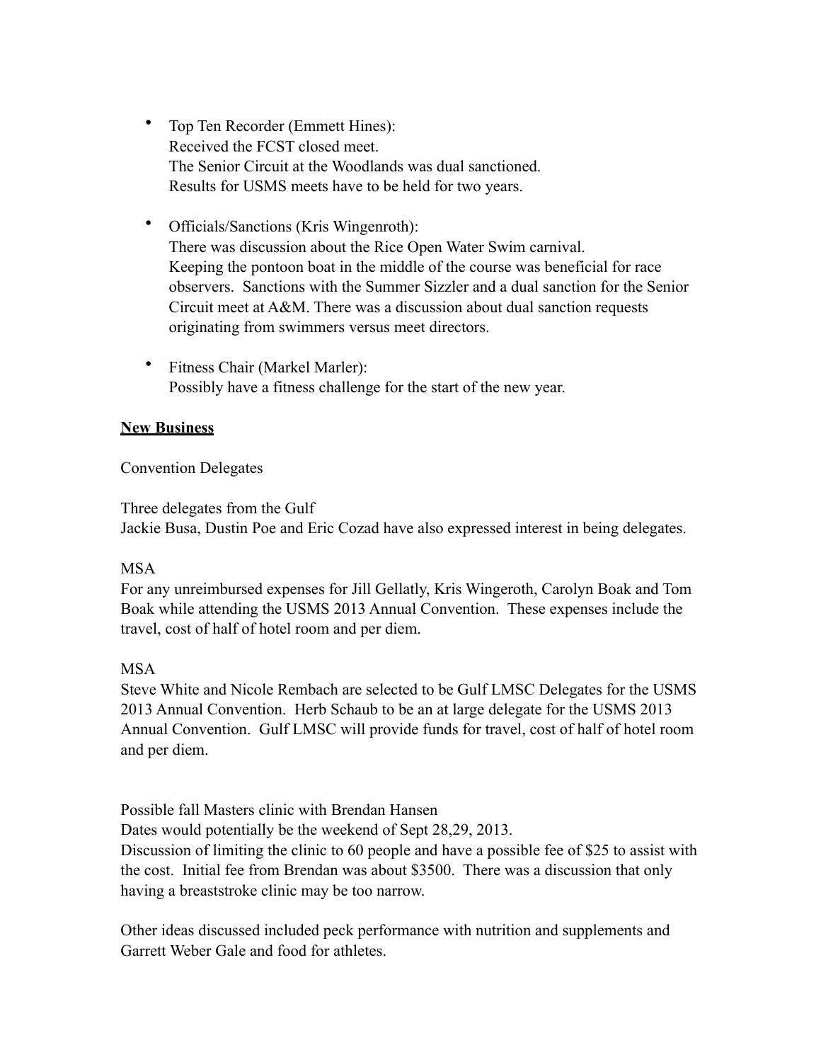- Top Ten Recorder (Emmett Hines):
  Received the FCST closed meet.
  The Senior Circuit at the Woodlands was dual sanctioned.
  Results for USMS meets have to be held for two years.

- Officials/Sanctions (Kris Wingenroth):
  There was discussion about the Rice Open Water Swim carnival.
  Keeping the pontoon boat in the middle of the course was beneficial for race observers. Sanctions with the Summer Sizzler and a dual sanction for the Senior Circuit meet at A&M. There was a discussion about dual sanction requests originating from swimmers versus meet directors.

- Fitness Chair (Markel Marler):
  Possibly have a fitness challenge for the start of the new year.

**<u>New Business</u>**

Convention Delegates

Three delegates from the Gulf
Jackie Busa, Dustin Poe and Eric Cozad have also expressed interest in being delegates.

MSA
For any unreimbursed expenses for Jill Gellatly, Kris Wingeroth, Carolyn Boak and Tom Boak while attending the USMS 2013 Annual Convention. These expenses include the travel, cost of half of hotel room and per diem.

MSA
Steve White and Nicole Rembach are selected to be Gulf LMSC Delegates for the USMS 2013 Annual Convention. Herb Schaub to be an at large delegate for the USMS 2013 Annual Convention. Gulf LMSC will provide funds for travel, cost of half of hotel room and per diem.

Possible fall Masters clinic with Brendan Hansen
Dates would potentially be the weekend of Sept 28,29, 2013.
Discussion of limiting the clinic to 60 people and have a possible fee of $25 to assist with the cost. Initial fee from Brendan was about $3500. There was a discussion that only having a breaststroke clinic may be too narrow.

Other ideas discussed included peck performance with nutrition and supplements and Garrett Weber Gale and food for athletes.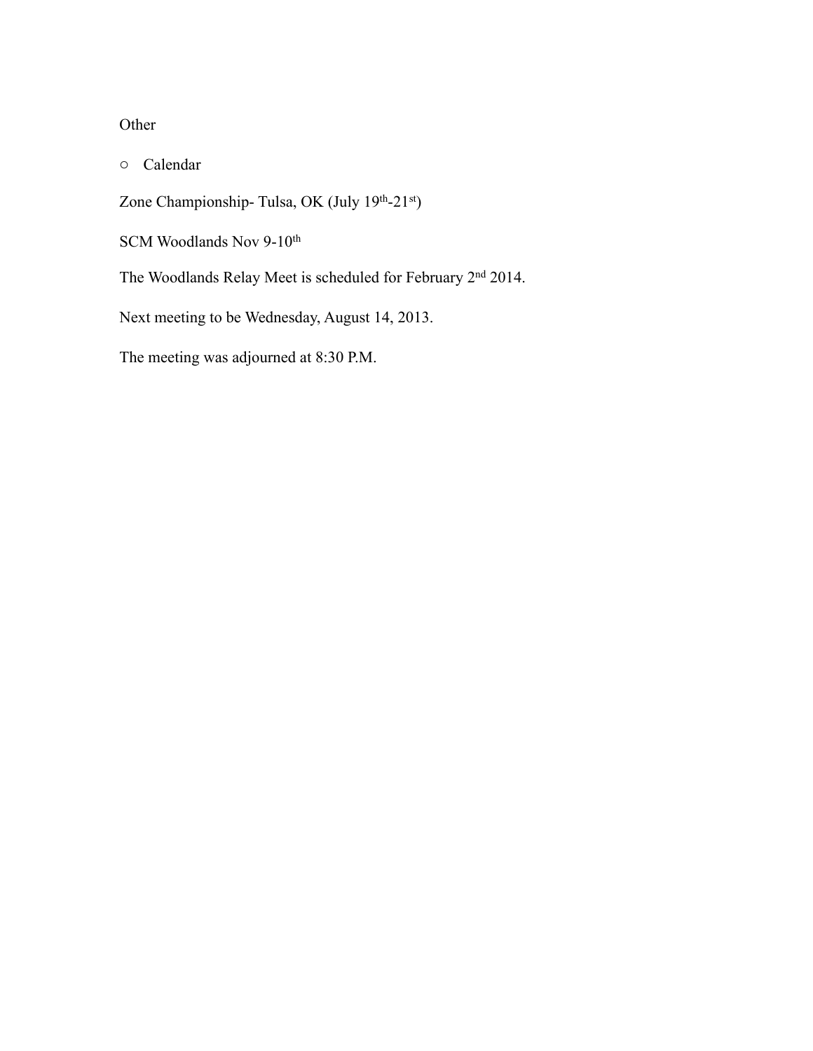Other

- Calendar

Zone Championship- Tulsa, OK (July 19th-21st)

SCM Woodlands Nov 9-10th

The Woodlands Relay Meet is scheduled for February 2nd 2014.

Next meeting to be Wednesday, August 14, 2013.

The meeting was adjourned at 8:30 P.M.